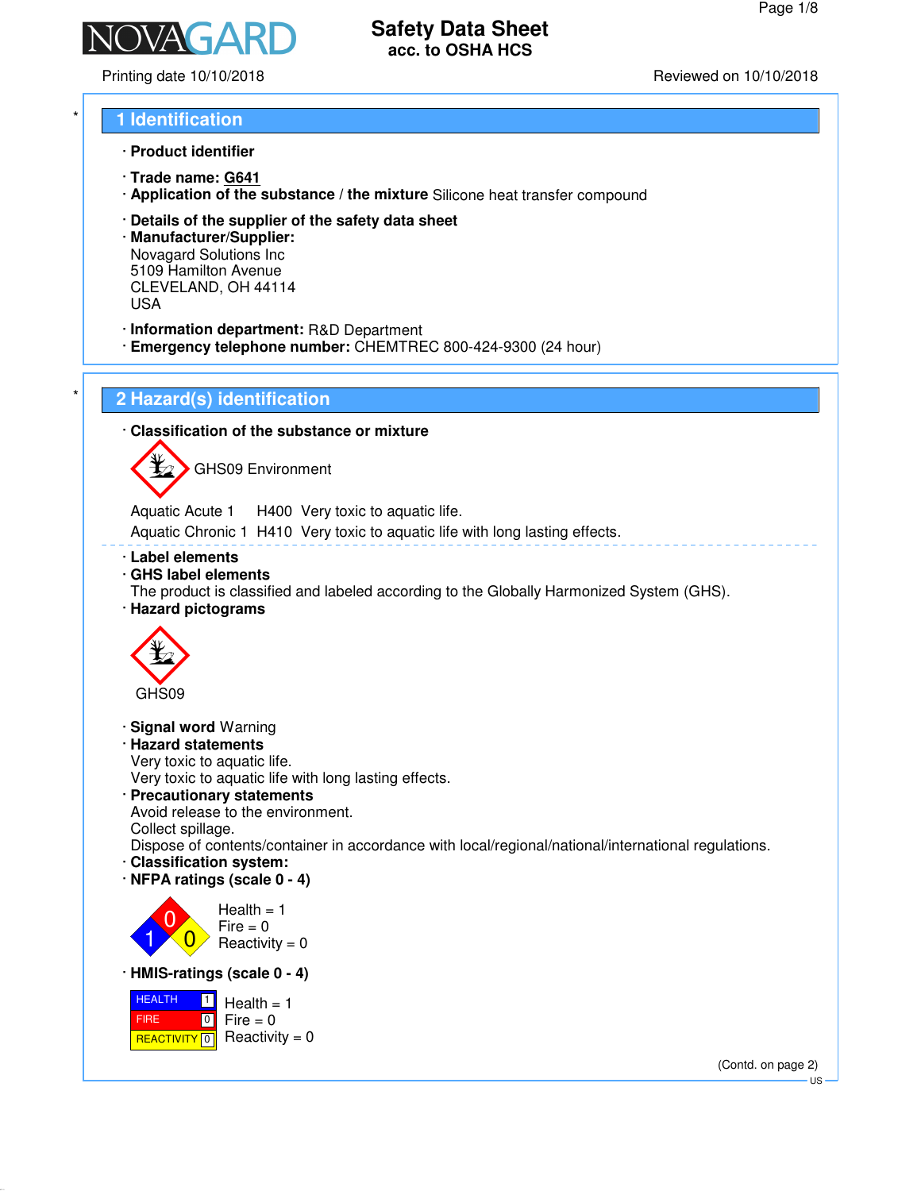# Safety Data Sheet
acc. to OSHA HCS

Printing date 10/10/2018 Reviewed on 10/10/2018

## 1 Identification

· **Product identifier**

· **Trade name: G641**
· **Application of the substance / the mixture** Silicone heat transfer compound

· **Details of the supplier of the safety data sheet**
· **Manufacturer/Supplier:**
Novagard Solutions Inc
5109 Hamilton Avenue
CLEVELAND, OH 44114
USA

· **Information department:** R&D Department
· **Emergency telephone number:** CHEMTREC 800-424-9300 (24 hour)

## 2 Hazard(s) identification

· **Classification of the substance or mixture**

GHS09 Environment

Aquatic Acute 1 H400 Very toxic to aquatic life.
Aquatic Chronic 1 H410 Very toxic to aquatic life with long lasting effects.

· **Label elements**
· **GHS label elements**
The product is classified and labeled according to the Globally Harmonized System (GHS).
· **Hazard pictograms**

GHS09

· **Signal word** Warning
· **Hazard statements**
Very toxic to aquatic life.
Very toxic to aquatic life with long lasting effects.
· **Precautionary statements**
Avoid release to the environment.
Collect spillage.
Dispose of contents/container in accordance with local/regional/national/international regulations.
· **Classification system:**
· **NFPA ratings (scale 0 - 4)**

Health = 1
Fire = 0
Reactivity = 0

· **HMIS-ratings (scale 0 - 4)**

| | | |
|---|---|---|
| HEALTH | 1 | Health = 1 |
| FIRE | 0 | Fire = 0 |
| REACTIVITY | 0 | Reactivity = 0 |

(Contd. on page 2)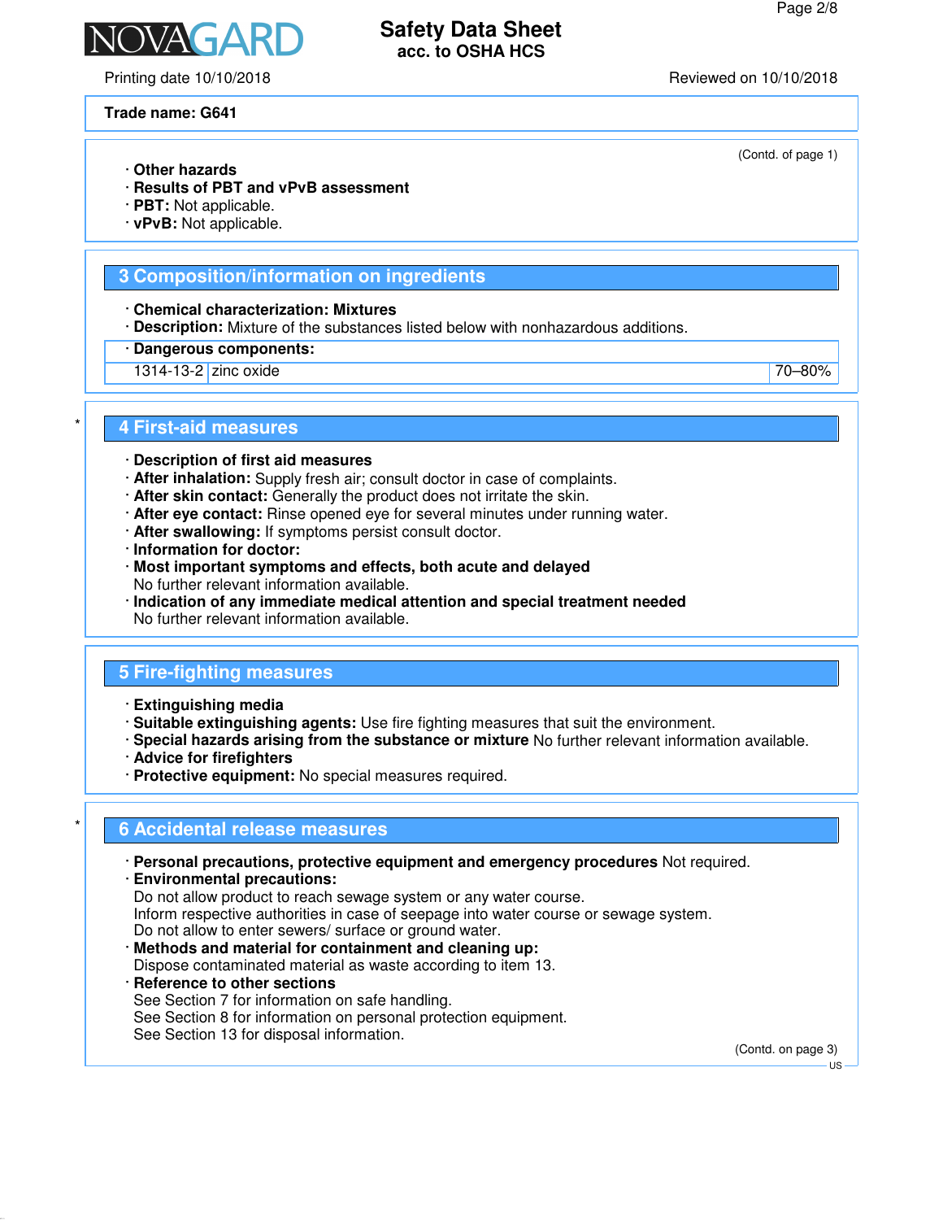Trade name: G641

(Contd. of page 1)

· **Other hazards**
· **Results of PBT and vPvB assessment**
· **PBT:** Not applicable.
· **vPvB:** Not applicable.

## 3 Composition/information on ingredients

· **Chemical characterization: Mixtures**
· **Description:** Mixture of the substances listed below with nonhazardous additions.

· **Dangerous components:**

| | | |
|---|---|---|
| 1314-13-2 | zinc oxide | 70–80% |

## 4 First-aid measures

· **Description of first aid measures**
· **After inhalation:** Supply fresh air; consult doctor in case of complaints.
· **After skin contact:** Generally the product does not irritate the skin.
· **After eye contact:** Rinse opened eye for several minutes under running water.
· **After swallowing:** If symptoms persist consult doctor.
· **Information for doctor:**
· **Most important symptoms and effects, both acute and delayed**
No further relevant information available.
· **Indication of any immediate medical attention and special treatment needed**
No further relevant information available.

## 5 Fire-fighting measures

· **Extinguishing media**
· **Suitable extinguishing agents:** Use fire fighting measures that suit the environment.
· **Special hazards arising from the substance or mixture** No further relevant information available.
· **Advice for firefighters**
· **Protective equipment:** No special measures required.

## 6 Accidental release measures

· **Personal precautions, protective equipment and emergency procedures** Not required.
· **Environmental precautions:**
Do not allow product to reach sewage system or any water course.
Inform respective authorities in case of seepage into water course or sewage system.
Do not allow to enter sewers/ surface or ground water.
· **Methods and material for containment and cleaning up:**
Dispose contaminated material as waste according to item 13.
· **Reference to other sections**
See Section 7 for information on safe handling.
See Section 8 for information on personal protection equipment.
See Section 13 for disposal information.

(Contd. on page 3)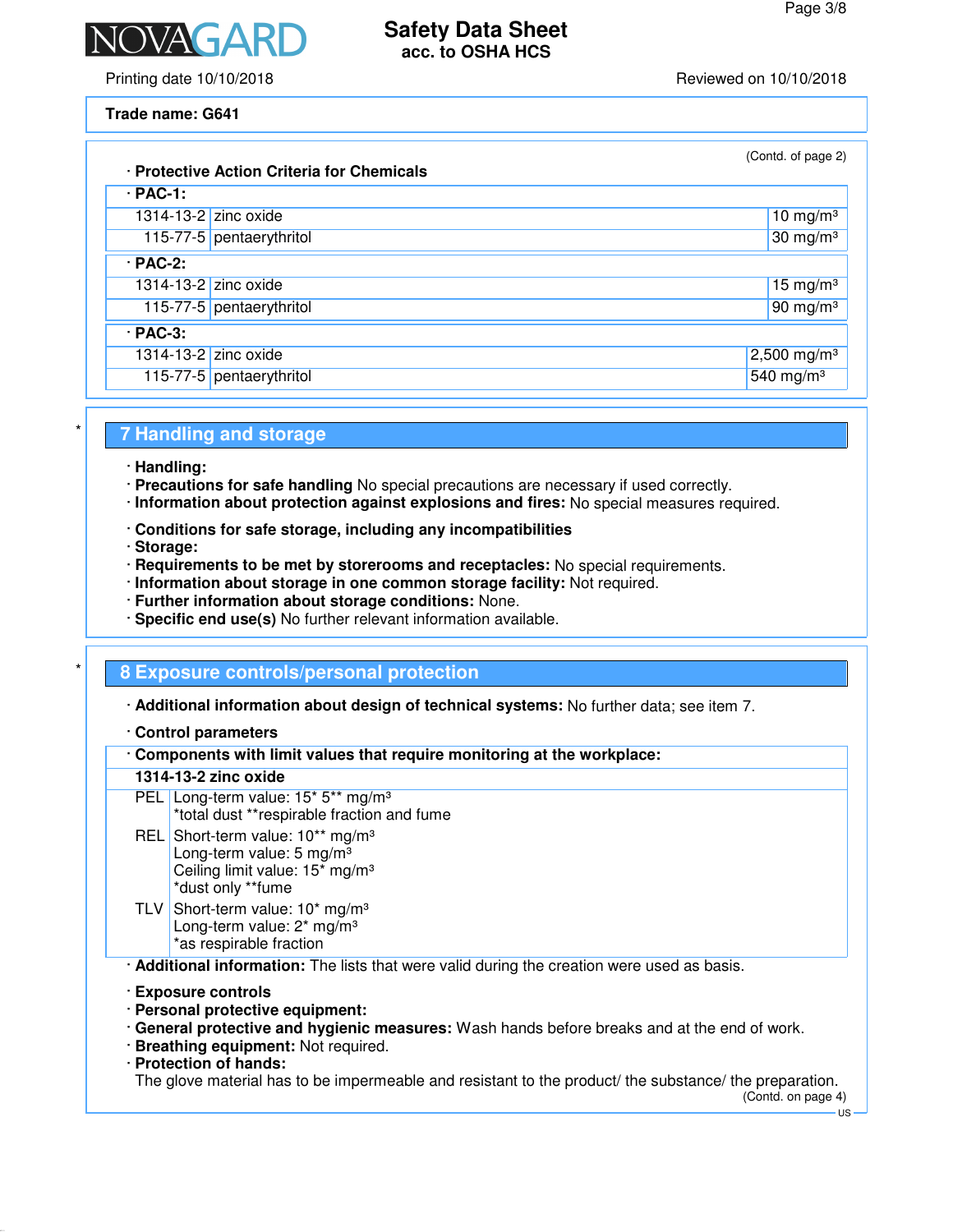Trade name: G641

(Contd. of page 2)

· **Protective Action Criteria for Chemicals**

| · **PAC-1:** | | |
|---|---|---|
| 1314-13-2 | zinc oxide | 10 mg/m³ |
| 115-77-5 | pentaerythritol | 30 mg/m³ |
| · **PAC-2:** | | |
| 1314-13-2 | zinc oxide | 15 mg/m³ |
| 115-77-5 | pentaerythritol | 90 mg/m³ |
| · **PAC-3:** | | |
| 1314-13-2 | zinc oxide | 2,500 mg/m³ |
| 115-77-5 | pentaerythritol | 540 mg/m³ |

## 7 Handling and storage

· **Handling:**
· **Precautions for safe handling** No special precautions are necessary if used correctly.
· **Information about protection against explosions and fires:** No special measures required.

· **Conditions for safe storage, including any incompatibilities**
· **Storage:**
· **Requirements to be met by storerooms and receptacles:** No special requirements.
· **Information about storage in one common storage facility:** Not required.
· **Further information about storage conditions:** None.
· **Specific end use(s)** No further relevant information available.

## 8 Exposure controls/personal protection

· **Additional information about design of technical systems:** No further data; see item 7.

· **Control parameters**

· **Components with limit values that require monitoring at the workplace:**

**1314-13-2 zinc oxide**

| | |
|---|---|
| PEL | Long-term value: 15* 5** mg/m³<br>*total dust **respirable fraction and fume |
| REL | Short-term value: 10** mg/m³<br>Long-term value: 5 mg/m³<br>Ceiling limit value: 15* mg/m³<br>*dust only **fume |
| TLV | Short-term value: 10* mg/m³<br>Long-term value: 2* mg/m³<br>*as respirable fraction |

· **Additional information:** The lists that were valid during the creation were used as basis.

· **Exposure controls**
· **Personal protective equipment:**
· **General protective and hygienic measures:** Wash hands before breaks and at the end of work.
· **Breathing equipment:** Not required.
· **Protection of hands:**
The glove material has to be impermeable and resistant to the product/ the substance/ the preparation.

(Contd. on page 4)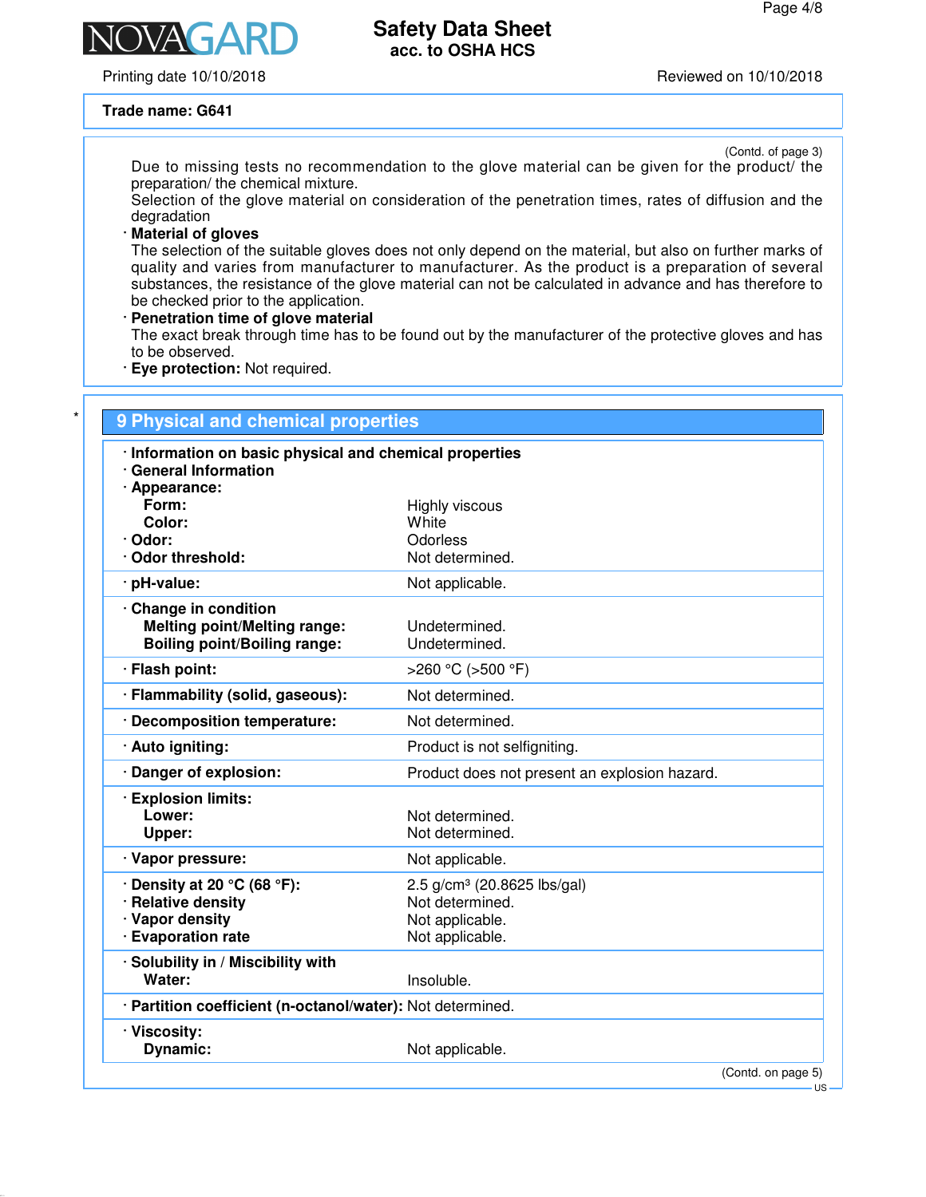**Trade name: G641**

(Contd. of page 3)

Due to missing tests no recommendation to the glove material can be given for the product/ the preparation/ the chemical mixture.
Selection of the glove material on consideration of the penetration times, rates of diffusion and the degradation

· **Material of gloves**
The selection of the suitable gloves does not only depend on the material, but also on further marks of quality and varies from manufacturer to manufacturer. As the product is a preparation of several substances, the resistance of the glove material can not be calculated in advance and has therefore to be checked prior to the application.

· **Penetration time of glove material**
The exact break through time has to be found out by the manufacturer of the protective gloves and has to be observed.

· **Eye protection:** Not required.

## 9 Physical and chemical properties

· **Information on basic physical and chemical properties**
· **General Information**
· **Appearance:**

| | |
|---|---|
| **Form:** | Highly viscous |
| **Color:** | White |
| · **Odor:** | Odorless |
| · **Odor threshold:** | Not determined. |
| · **pH-value:** | Not applicable. |
| · **Change in condition** | |
| **Melting point/Melting range:** | Undetermined. |
| **Boiling point/Boiling range:** | Undetermined. |
| · **Flash point:** | >260 °C (>500 °F) |
| · **Flammability (solid, gaseous):** | Not determined. |
| · **Decomposition temperature:** | Not determined. |
| · **Auto igniting:** | Product is not selfigniting. |
| · **Danger of explosion:** | Product does not present an explosion hazard. |
| · **Explosion limits:** | |
| **Lower:** | Not determined. |
| **Upper:** | Not determined. |
| · **Vapor pressure:** | Not applicable. |
| · **Density at 20 °C (68 °F):** | 2.5 g/cm³ (20.8625 lbs/gal) |
| · **Relative density** | Not determined. |
| · **Vapor density** | Not applicable. |
| · **Evaporation rate** | Not applicable. |
| · **Solubility in / Miscibility with** | |
| **Water:** | Insoluble. |
| · **Partition coefficient (n-octanol/water):** | Not determined. |
| · **Viscosity:** | |
| **Dynamic:** | Not applicable. |

(Contd. on page 5)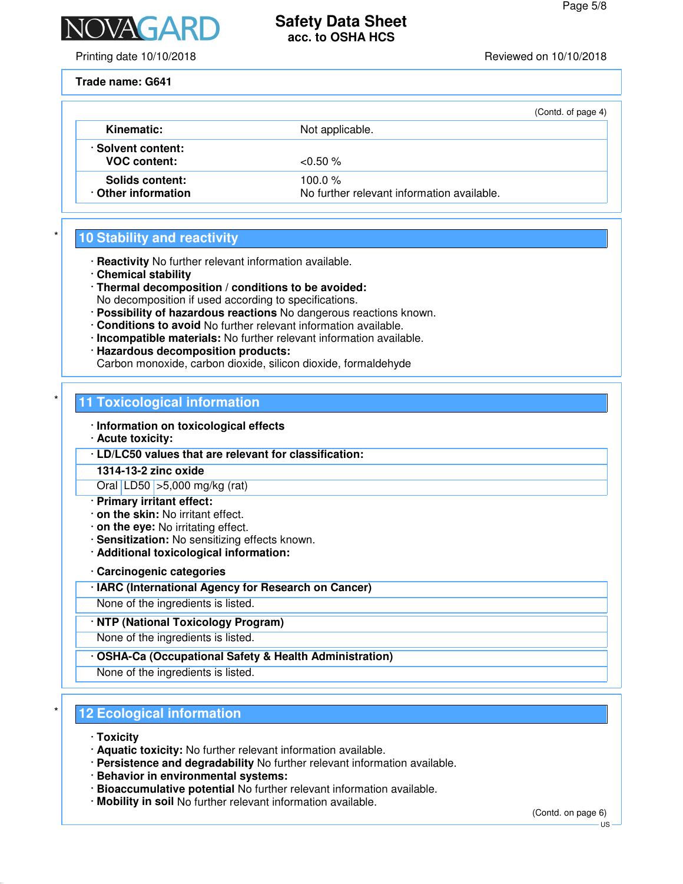**Trade name: G641**

(Contd. of page 4)

| | |
|---|---|
| Kinematic: | Not applicable. |
| · Solvent content: VOC content: | <0.50 % |
| Solids content: | 100.0 % |
| · Other information | No further relevant information available. |

## 10 Stability and reactivity

- · **Reactivity** No further relevant information available.
- · **Chemical stability**
- · **Thermal decomposition / conditions to be avoided:** No decomposition if used according to specifications.
- · **Possibility of hazardous reactions** No dangerous reactions known.
- · **Conditions to avoid** No further relevant information available.
- · **Incompatible materials:** No further relevant information available.
- · **Hazardous decomposition products:** Carbon monoxide, carbon dioxide, silicon dioxide, formaldehyde

## 11 Toxicological information

- · **Information on toxicological effects**
- · **Acute toxicity:**

| · LD/LC50 values that are relevant for classification: | | |
|---|---|---|
| **1314-13-2 zinc oxide** | | |
| Oral | LD50 | >5,000 mg/kg (rat) |

- · **Primary irritant effect:**
- · **on the skin:** No irritant effect.
- · **on the eye:** No irritating effect.
- · **Sensitization:** No sensitizing effects known.
- · **Additional toxicological information:**

- · **Carcinogenic categories**

| · IARC (International Agency for Research on Cancer) |
|---|
| None of the ingredients is listed. |

| · NTP (National Toxicology Program) |
|---|
| None of the ingredients is listed. |

| · OSHA-Ca (Occupational Safety & Health Administration) |
|---|
| None of the ingredients is listed. |

## 12 Ecological information

- · **Toxicity**
- · **Aquatic toxicity:** No further relevant information available.
- · **Persistence and degradability** No further relevant information available.
- · **Behavior in environmental systems:**
- · **Bioaccumulative potential** No further relevant information available.
- · **Mobility in soil** No further relevant information available.

(Contd. on page 6)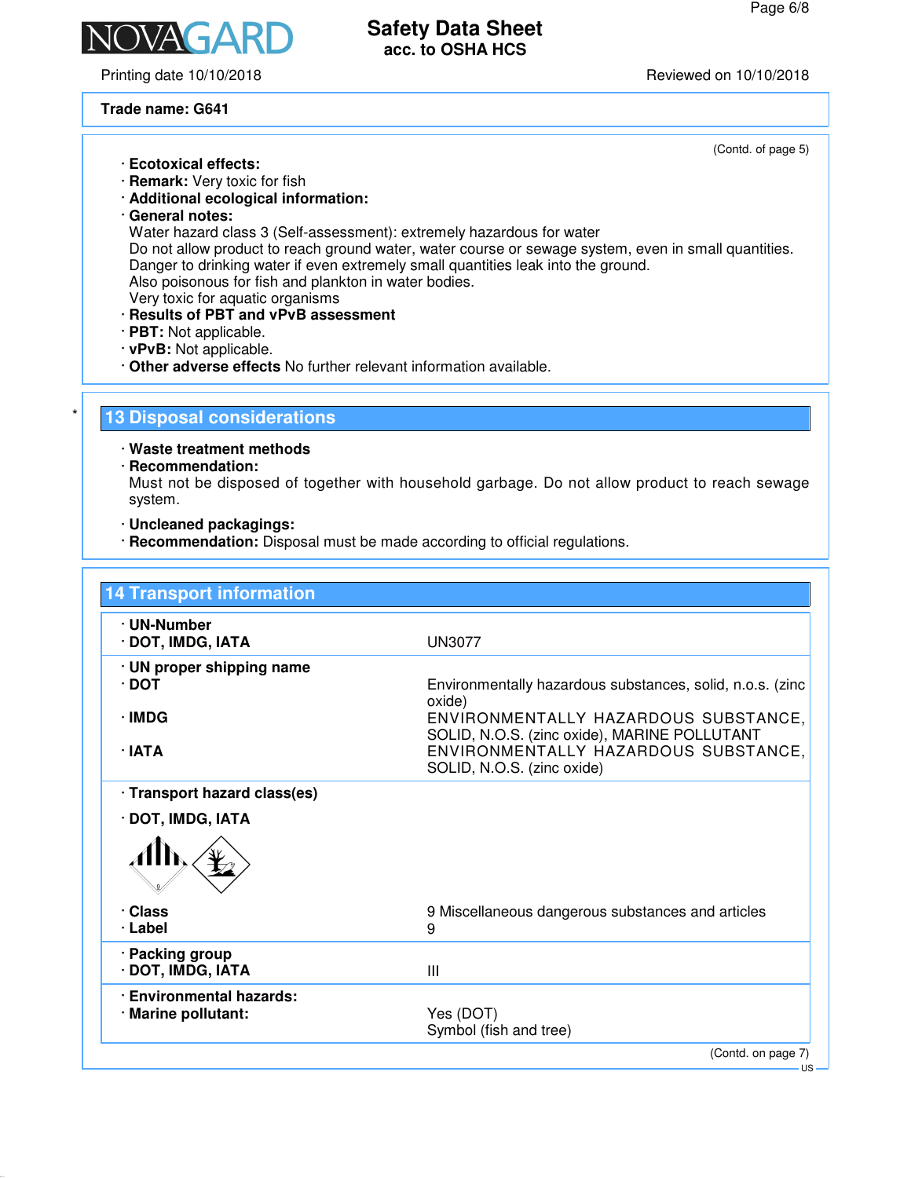Trade name: G641

(Contd. of page 5)

· **Ecotoxical effects:**
· **Remark:** Very toxic for fish
· **Additional ecological information:**
· **General notes:**
Water hazard class 3 (Self-assessment): extremely hazardous for water
Do not allow product to reach ground water, water course or sewage system, even in small quantities.
Danger to drinking water if even extremely small quantities leak into the ground.
Also poisonous for fish and plankton in water bodies.
Very toxic for aquatic organisms
· **Results of PBT and vPvB assessment**
· **PBT:** Not applicable.
· **vPvB:** Not applicable.
· **Other adverse effects** No further relevant information available.

## 13 Disposal considerations

· **Waste treatment methods**
· **Recommendation:**
Must not be disposed of together with household garbage. Do not allow product to reach sewage system.

· **Uncleaned packagings:**
· **Recommendation:** Disposal must be made according to official regulations.

## 14 Transport information

· **UN-Number**
· **DOT, IMDG, IATA** — UN3077

· **UN proper shipping name**
· **DOT** — Environmentally hazardous substances, solid, n.o.s. (zinc oxide)
· **IMDG** — ENVIRONMENTALLY HAZARDOUS SUBSTANCE, SOLID, N.O.S. (zinc oxide), MARINE POLLUTANT
· **IATA** — ENVIRONMENTALLY HAZARDOUS SUBSTANCE, SOLID, N.O.S. (zinc oxide)

· **Transport hazard class(es)**

· **DOT, IMDG, IATA**

· **Class** — 9 Miscellaneous dangerous substances and articles
· **Label** — 9

· **Packing group**
· **DOT, IMDG, IATA** — III

· **Environmental hazards:**
· **Marine pollutant:** — Yes (DOT)
Symbol (fish and tree)

(Contd. on page 7)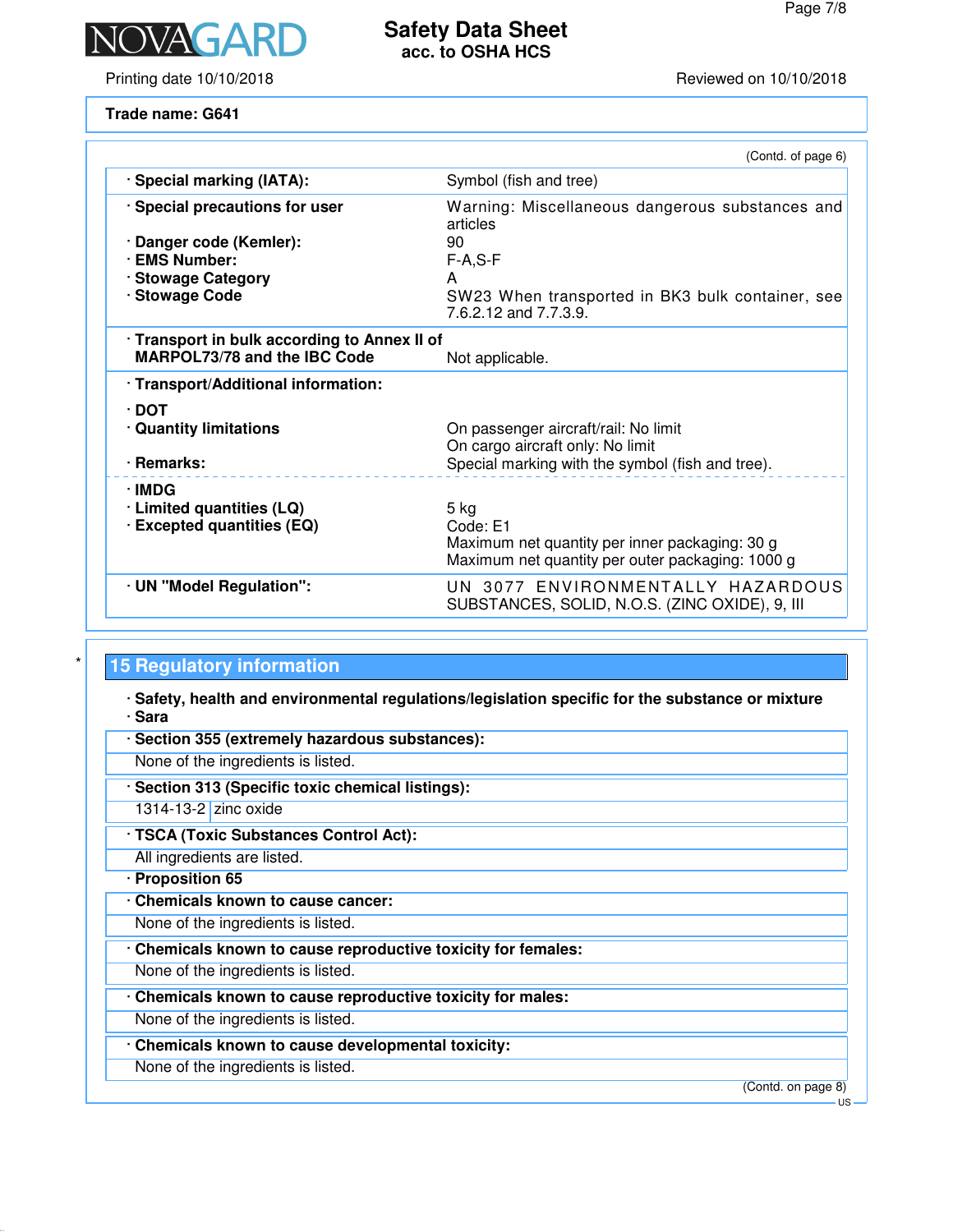Trade name: G641

(Contd. of page 6)

| | |
|---|---|
| · **Special marking (IATA):** | Symbol (fish and tree) |
| · **Special precautions for user** | Warning: Miscellaneous dangerous substances and articles |
| · **Danger code (Kemler):** | 90 |
| · **EMS Number:** | F-A,S-F |
| · **Stowage Category** | A |
| · **Stowage Code** | SW23 When transported in BK3 bulk container, see 7.6.2.12 and 7.7.3.9. |
| · **Transport in bulk according to Annex II of MARPOL73/78 and the IBC Code** | Not applicable. |
| · **Transport/Additional information:** | |
| · **DOT** | |
| · **Quantity limitations** | On passenger aircraft/rail: No limit<br>On cargo aircraft only: No limit |
| · **Remarks:** | Special marking with the symbol (fish and tree). |
| · **IMDG** | |
| · **Limited quantities (LQ)** | 5 kg |
| · **Excepted quantities (EQ)** | Code: E1<br>Maximum net quantity per inner packaging: 30 g<br>Maximum net quantity per outer packaging: 1000 g |
| · **UN "Model Regulation":** | UN 3077 ENVIRONMENTALLY HAZARDOUS SUBSTANCES, SOLID, N.O.S. (ZINC OXIDE), 9, III |

## 15 Regulatory information

· **Safety, health and environmental regulations/legislation specific for the substance or mixture**

· **Sara**

· **Section 355 (extremely hazardous substances):**

None of the ingredients is listed.

· **Section 313 (Specific toxic chemical listings):**

| | |
|---|---|
| 1314-13-2 | zinc oxide |

· **TSCA (Toxic Substances Control Act):**

All ingredients are listed.

· **Proposition 65**

· **Chemicals known to cause cancer:**

None of the ingredients is listed.

· **Chemicals known to cause reproductive toxicity for females:**

None of the ingredients is listed.

· **Chemicals known to cause reproductive toxicity for males:**

None of the ingredients is listed.

· **Chemicals known to cause developmental toxicity:**

None of the ingredients is listed.

(Contd. on page 8)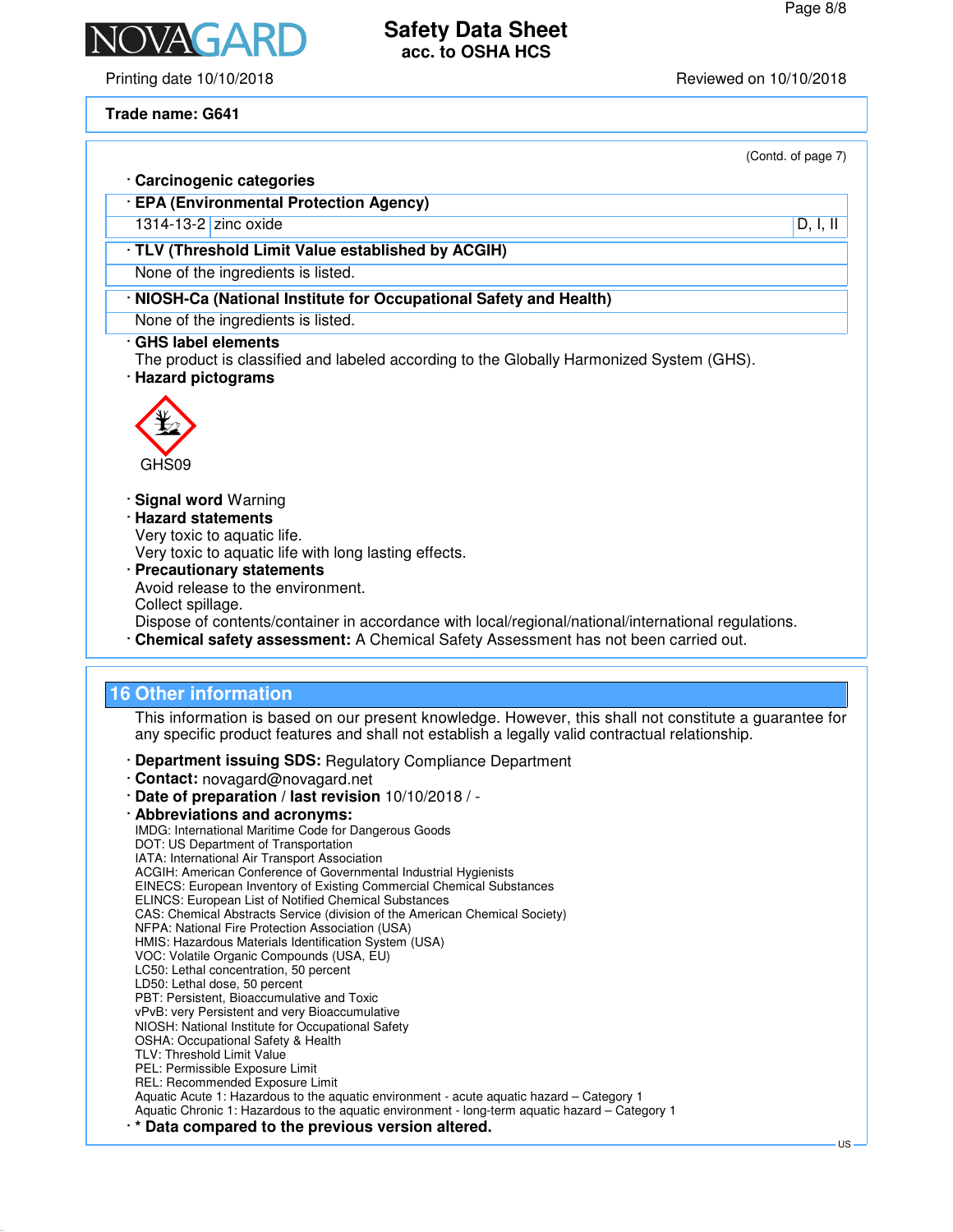**Trade name: G641**

(Contd. of page 7)

· **Carcinogenic categories**

· **EPA (Environmental Protection Agency)**

| | | |
|---|---|---|
| 1314-13-2 | zinc oxide | D, I, II |

· **TLV (Threshold Limit Value established by ACGIH)**

None of the ingredients is listed.

· **NIOSH-Ca (National Institute for Occupational Safety and Health)**

None of the ingredients is listed.

· **GHS label elements**

The product is classified and labeled according to the Globally Harmonized System (GHS).

· **Hazard pictograms**

GHS09

· **Signal word** Warning

· **Hazard statements**

Very toxic to aquatic life.
Very toxic to aquatic life with long lasting effects.

· **Precautionary statements**

Avoid release to the environment.
Collect spillage.
Dispose of contents/container in accordance with local/regional/national/international regulations.

· **Chemical safety assessment:** A Chemical Safety Assessment has not been carried out.

## 16 Other information

This information is based on our present knowledge. However, this shall not constitute a guarantee for any specific product features and shall not establish a legally valid contractual relationship.

· **Department issuing SDS:** Regulatory Compliance Department

· **Contact:** novagard@novagard.net

· **Date of preparation / last revision** 10/10/2018 / -

· **Abbreviations and acronyms:**

IMDG: International Maritime Code for Dangerous Goods
DOT: US Department of Transportation
IATA: International Air Transport Association
ACGIH: American Conference of Governmental Industrial Hygienists
EINECS: European Inventory of Existing Commercial Chemical Substances
ELINCS: European List of Notified Chemical Substances
CAS: Chemical Abstracts Service (division of the American Chemical Society)
NFPA: National Fire Protection Association (USA)
HMIS: Hazardous Materials Identification System (USA)
VOC: Volatile Organic Compounds (USA, EU)
LC50: Lethal concentration, 50 percent
LD50: Lethal dose, 50 percent
PBT: Persistent, Bioaccumulative and Toxic
vPvB: very Persistent and very Bioaccumulative
NIOSH: National Institute for Occupational Safety
OSHA: Occupational Safety & Health
TLV: Threshold Limit Value
PEL: Permissible Exposure Limit
REL: Recommended Exposure Limit
Aquatic Acute 1: Hazardous to the aquatic environment - acute aquatic hazard – Category 1
Aquatic Chronic 1: Hazardous to the aquatic environment - long-term aquatic hazard – Category 1

· **\* Data compared to the previous version altered.**